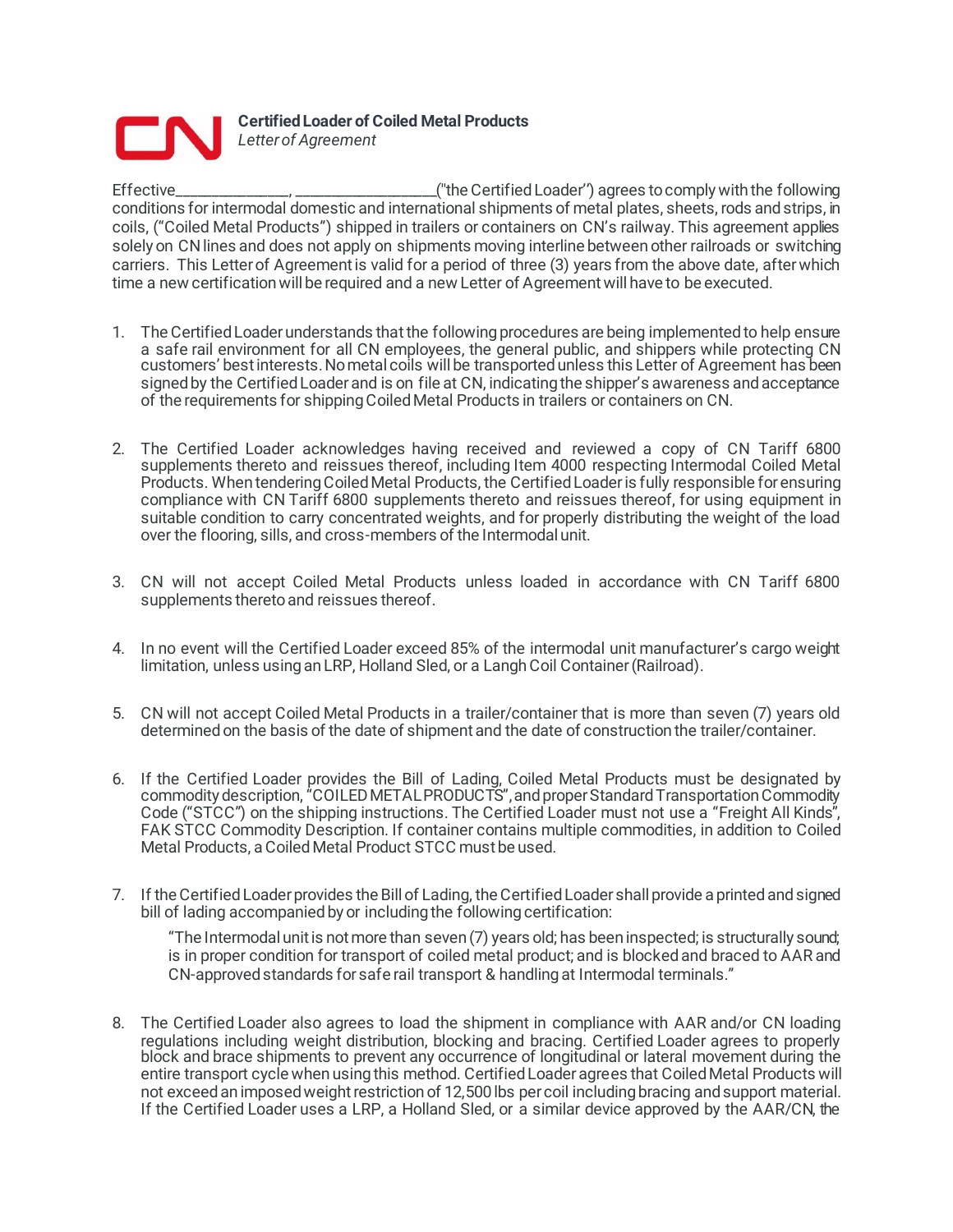**Certified Loader of Coiled Metal Products**
*Letter of Agreement*

Effective_______________, ___________________("the Certified Loader") agrees to comply with the following conditions for intermodal domestic and international shipments of metal plates, sheets, rods and strips, in coils, ("Coiled Metal Products") shipped in trailers or containers on CN's railway. This agreement applies solely on CN lines and does not apply on shipments moving interline between other railroads or switching carriers. This Letter of Agreement is valid for a period of three (3) years from the above date, after which time a new certification will be required and a new Letter of Agreement will have to be executed.

1. The Certified Loader understands that the following procedures are being implemented to help ensure a safe rail environment for all CN employees, the general public, and shippers while protecting CN customers' best interests. No metal coils will be transported unless this Letter of Agreement has been signed by the Certified Loader and is on file at CN, indicating the shipper's awareness and acceptance of the requirements for shipping Coiled Metal Products in trailers or containers on CN.

2. The Certified Loader acknowledges having received and reviewed a copy of CN Tariff 6800 supplements thereto and reissues thereof, including Item 4000 respecting Intermodal Coiled Metal Products. When tendering Coiled Metal Products, the Certified Loader is fully responsible for ensuring compliance with CN Tariff 6800 supplements thereto and reissues thereof, for using equipment in suitable condition to carry concentrated weights, and for properly distributing the weight of the load over the flooring, sills, and cross-members of the Intermodal unit.

3. CN will not accept Coiled Metal Products unless loaded in accordance with CN Tariff 6800 supplements thereto and reissues thereof.

4. In no event will the Certified Loader exceed 85% of the intermodal unit manufacturer's cargo weight limitation, unless using an LRP, Holland Sled, or a Langh Coil Container (Railroad).

5. CN will not accept Coiled Metal Products in a trailer/container that is more than seven (7) years old determined on the basis of the date of shipment and the date of construction the trailer/container.

6. If the Certified Loader provides the Bill of Lading, Coiled Metal Products must be designated by commodity description, "COILED METAL PRODUCTS", and proper Standard Transportation Commodity Code ("STCC") on the shipping instructions. The Certified Loader must not use a "Freight All Kinds", FAK STCC Commodity Description. If container contains multiple commodities, in addition to Coiled Metal Products, a Coiled Metal Product STCC must be used.

7. If the Certified Loader provides the Bill of Lading, the Certified Loader shall provide a printed and signed bill of lading accompanied by or including the following certification:

   "The Intermodal unit is not more than seven (7) years old; has been inspected; is structurally sound; is in proper condition for transport of coiled metal product; and is blocked and braced to AAR and CN-approved standards for safe rail transport & handling at Intermodal terminals."

8. The Certified Loader also agrees to load the shipment in compliance with AAR and/or CN loading regulations including weight distribution, blocking and bracing. Certified Loader agrees to properly block and brace shipments to prevent any occurrence of longitudinal or lateral movement during the entire transport cycle when using this method. Certified Loader agrees that Coiled Metal Products will not exceed an imposed weight restriction of 12,500 lbs per coil including bracing and support material. If the Certified Loader uses a LRP, a Holland Sled, or a similar device approved by the AAR/CN, the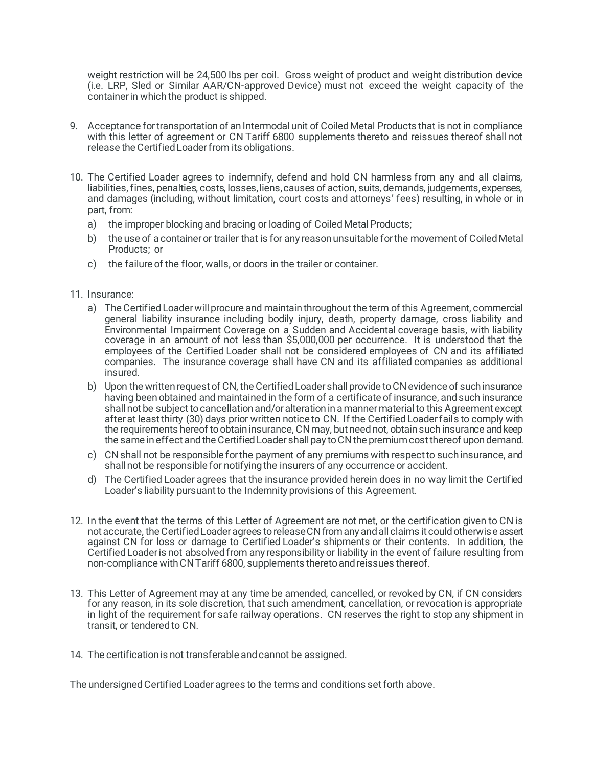weight restriction will be 24,500 lbs per coil. Gross weight of product and weight distribution device (i.e. LRP, Sled or Similar AAR/CN-approved Device) must not exceed the weight capacity of the container in which the product is shipped.

9. Acceptance for transportation of an Intermodal unit of Coiled Metal Products that is not in compliance with this letter of agreement or CN Tariff 6800 supplements thereto and reissues thereof shall not release the Certified Loader from its obligations.

10. The Certified Loader agrees to indemnify, defend and hold CN harmless from any and all claims, liabilities, fines, penalties, costs, losses, liens, causes of action, suits, demands, judgements, expenses, and damages (including, without limitation, court costs and attorneys' fees) resulting, in whole or in part, from:
    a) the improper blocking and bracing or loading of Coiled Metal Products;
    b) the use of a container or trailer that is for any reason unsuitable for the movement of Coiled Metal Products; or
    c) the failure of the floor, walls, or doors in the trailer or container.

11. Insurance:
    a) The Certified Loader will procure and maintain throughout the term of this Agreement, commercial general liability insurance including bodily injury, death, property damage, cross liability and Environmental Impairment Coverage on a Sudden and Accidental coverage basis, with liability coverage in an amount of not less than $5,000,000 per occurrence. It is understood that the employees of the Certified Loader shall not be considered employees of CN and its affiliated companies. The insurance coverage shall have CN and its affiliated companies as additional insured.
    b) Upon the written request of CN, the Certified Loader shall provide to CN evidence of such insurance having been obtained and maintained in the form of a certificate of insurance, and such insurance shall not be subject to cancellation and/or alteration in a manner material to this Agreement except after at least thirty (30) days prior written notice to CN. If the Certified Loader fails to comply with the requirements hereof to obtain insurance, CN may, but need not, obtain such insurance and keep the same in effect and the Certified Loader shall pay to CN the premium cost thereof upon demand.
    c) CN shall not be responsible for the payment of any premiums with respect to such insurance, and shall not be responsible for notifying the insurers of any occurrence or accident.
    d) The Certified Loader agrees that the insurance provided herein does in no way limit the Certified Loader's liability pursuant to the Indemnity provisions of this Agreement.

12. In the event that the terms of this Letter of Agreement are not met, or the certification given to CN is not accurate, the Certified Loader agrees to release CN from any and all claims it could otherwise assert against CN for loss or damage to Certified Loader's shipments or their contents. In addition, the Certified Loader is not absolved from any responsibility or liability in the event of failure resulting from non-compliance with CN Tariff 6800, supplements thereto and reissues thereof.

13. This Letter of Agreement may at any time be amended, cancelled, or revoked by CN, if CN considers for any reason, in its sole discretion, that such amendment, cancellation, or revocation is appropriate in light of the requirement for safe railway operations. CN reserves the right to stop any shipment in transit, or tendered to CN.

14. The certification is not transferable and cannot be assigned.

The undersigned Certified Loader agrees to the terms and conditions set forth above.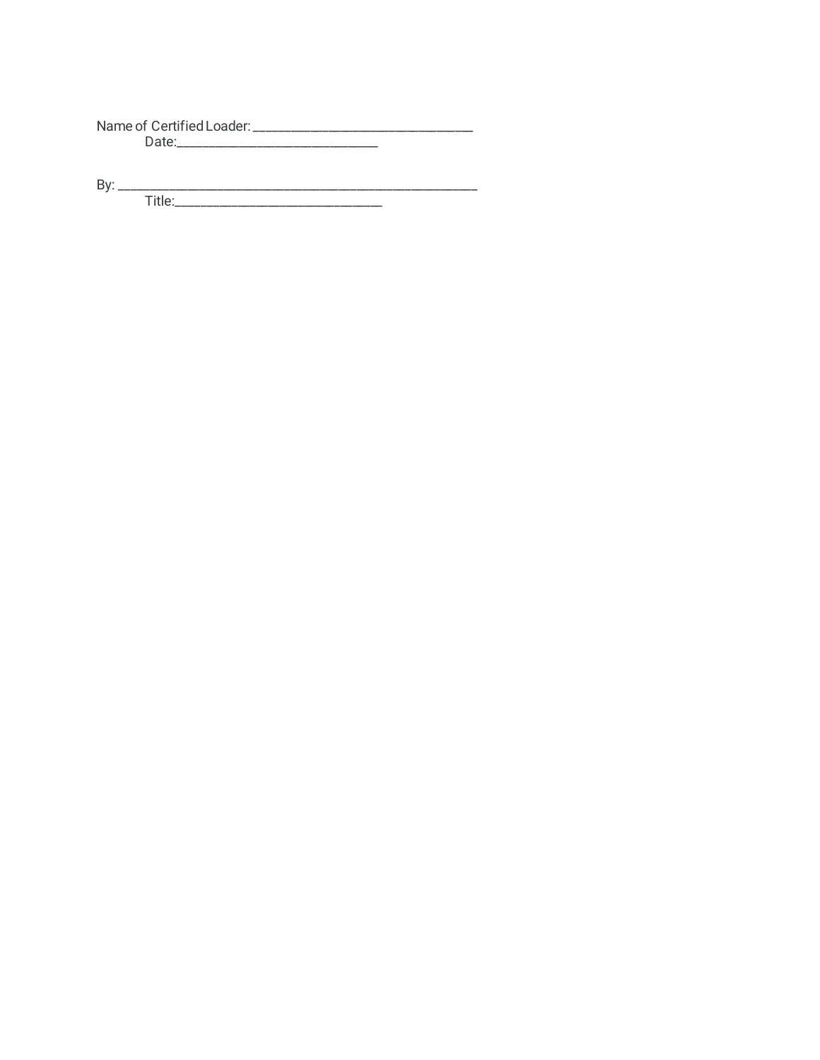Name of Certified Loader: ________________________________

Date:_____________________________

By: ____________________________________________________

Title:______________________________